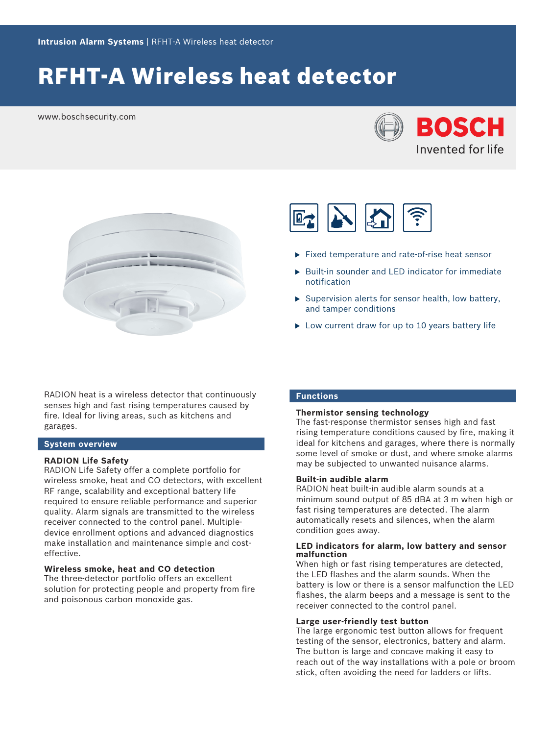**Intrusion Alarm Systems** | RFHT-A Wireless heat detector

# RFHT-A Wireless heat detector

www.boschsecurity.com

- Fixed temperature and rate-of-rise heat sensor
- Built-in sounder and LED indicator for immediate notification
- Supervision alerts for sensor health, low battery, and tamper conditions
- Low current draw for up to 10 years battery life

RADION heat is a wireless detector that continuously senses high and fast rising temperatures caused by fire. Ideal for living areas, such as kitchens and garages.

## System overview

### RADION Life Safety

RADION Life Safety offer a complete portfolio for wireless smoke, heat and CO detectors, with excellent RF range, scalability and exceptional battery life required to ensure reliable performance and superior quality. Alarm signals are transmitted to the wireless receiver connected to the control panel. Multiple-device enrollment options and advanced diagnostics make installation and maintenance simple and cost-effective.

### Wireless smoke, heat and CO detection

The three-detector portfolio offers an excellent solution for protecting people and property from fire and poisonous carbon monoxide gas.

## Functions

### Thermistor sensing technology

The fast-response thermistor senses high and fast rising temperature conditions caused by fire, making it ideal for kitchens and garages, where there is normally some level of smoke or dust, and where smoke alarms may be subjected to unwanted nuisance alarms.

### Built-in audible alarm

RADION heat built-in audible alarm sounds at a minimum sound output of 85 dBA at 3 m when high or fast rising temperatures are detected. The alarm automatically resets and silences, when the alarm condition goes away.

### LED indicators for alarm, low battery and sensor malfunction

When high or fast rising temperatures are detected, the LED flashes and the alarm sounds. When the battery is low or there is a sensor malfunction the LED flashes, the alarm beeps and a message is sent to the receiver connected to the control panel.

### Large user-friendly test button

The large ergonomic test button allows for frequent testing of the sensor, electronics, battery and alarm. The button is large and concave making it easy to reach out of the way installations with a pole or broom stick, often avoiding the need for ladders or lifts.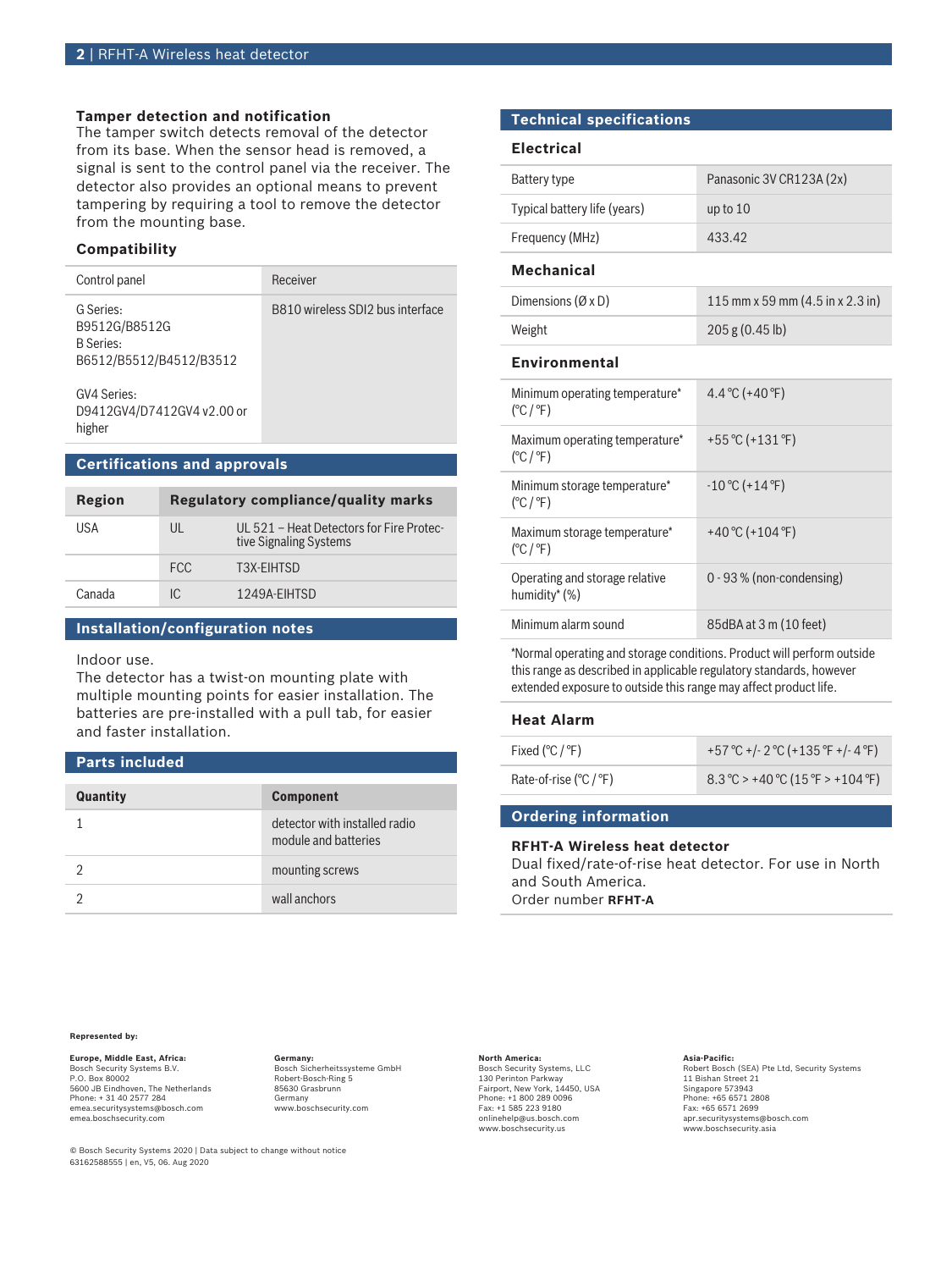### Tamper detection and notification

The tamper switch detects removal of the detector from its base. When the sensor head is removed, a signal is sent to the control panel via the receiver. The detector also provides an optional means to prevent tampering by requiring a tool to remove the detector from the mounting base.

### Compatibility

| Control panel | Receiver |
| --- | --- |
| G Series: B9512G/B8512G<br>B Series: B6512/B5512/B4512/B3512<br><br>GV4 Series: D9412GV4/D7412GV4 v2.00 or higher | B810 wireless SDI2 bus interface |

## Certifications and approvals

| Region | Regulatory compliance/quality marks | |
| --- | --- | --- |
| USA | UL | UL 521 – Heat Detectors for Fire Protective Signaling Systems |
| | FCC | T3X-EIHTSD |
| Canada | IC | 1249A-EIHTSD |

## Installation/configuration notes

Indoor use.

The detector has a twist-on mounting plate with multiple mounting points for easier installation. The batteries are pre-installed with a pull tab, for easier and faster installation.

## Parts included

| Quantity | Component |
| --- | --- |
| 1 | detector with installed radio module and batteries |
| 2 | mounting screws |
| 2 | wall anchors |

## Technical specifications

### Electrical

| | |
| --- | --- |
| Battery type | Panasonic 3V CR123A (2x) |
| Typical battery life (years) | up to 10 |
| Frequency (MHz) | 433.42 |

### Mechanical

| | |
| --- | --- |
| Dimensions (Ø x D) | 115 mm x 59 mm (4.5 in x 2.3 in) |
| Weight | 205 g (0.45 lb) |

### Environmental

| | |
| --- | --- |
| Minimum operating temperature* (°C / °F) | 4.4 °C (+40 °F) |
| Maximum operating temperature* (°C / °F) | +55 °C (+131 °F) |
| Minimum storage temperature* (°C / °F) | -10 °C (+14 °F) |
| Maximum storage temperature* (°C / °F) | +40 °C (+104 °F) |
| Operating and storage relative humidity* (%) | 0 - 93 % (non-condensing) |
| Minimum alarm sound | 85dBA at 3 m (10 feet) |

*Normal operating and storage conditions. Product will perform outside this range as described in applicable regulatory standards, however extended exposure to outside this range may affect product life.

### Heat Alarm

| | |
| --- | --- |
| Fixed (°C / °F) | +57 °C +/- 2 °C (+135 °F +/- 4 °F) |
| Rate-of-rise (°C / °F) | 8.3 °C > +40 °C (15 °F > +104 °F) |

## Ordering information

**RFHT-A Wireless heat detector**

Dual fixed/rate-of-rise heat detector. For use in North and South America.

Order number **RFHT-A**

**Represented by:**

**Europe, Middle East, Africa:**
Bosch Security Systems B.V.
P.O. Box 80002
5600 JB Eindhoven, The Netherlands
Phone: + 31 40 2577 284
emea.securitysystems@bosch.com
emea.boschsecurity.com

**Germany:**
Bosch Sicherheitssysteme GmbH
Robert-Bosch-Ring 5
85630 Grasbrunn
Germany
www.boschsecurity.com

**North America:**
Bosch Security Systems, LLC
130 Perinton Parkway
Fairport, New York, 14450, USA
Phone: +1 800 289 0096
Fax: +1 585 223 9180
onlinehelp@us.bosch.com
www.boschsecurity.us

**Asia-Pacific:**
Robert Bosch (SEA) Pte Ltd, Security Systems
11 Bishan Street 21
Singapore 573943
Phone: +65 6571 2808
Fax: +65 6571 2699
apr.securitysystems@bosch.com
www.boschsecurity.asia

© Bosch Security Systems 2020 | Data subject to change without notice
63162588555 | en, V5, 06. Aug 2020